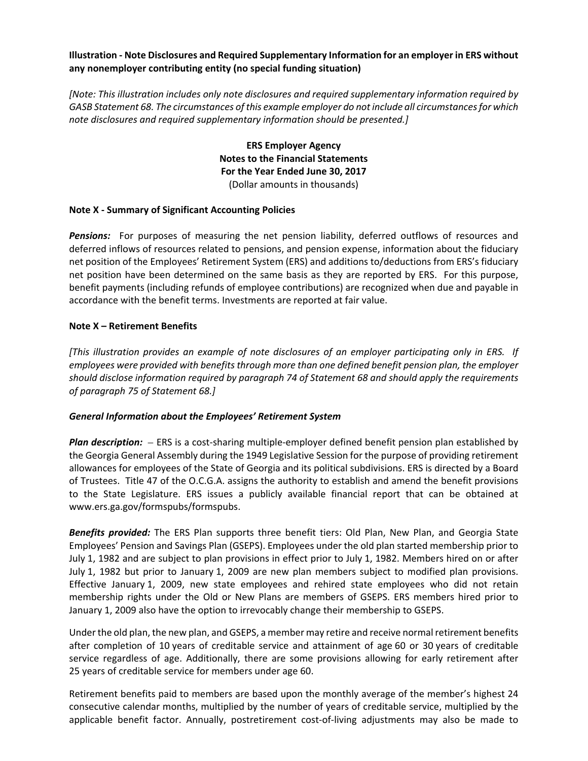**Illustration - Note Disclosures and Required Supplementary Information for an employer in ERS without any nonemployer contributing entity (no special funding situation)**

*[Note: This illustration includes only note disclosures and required supplementary information required by GASB Statement 68. The circumstances of this example employer do not include all circumstances for which note disclosures and required supplementary information should be presented.]*

**ERS Employer Agency**
**Notes to the Financial Statements**
**For the Year Ended June 30, 2017**
(Dollar amounts in thousands)

**Note X - Summary of Significant Accounting Policies**

***Pensions:*** For purposes of measuring the net pension liability, deferred outflows of resources and deferred inflows of resources related to pensions, and pension expense, information about the fiduciary net position of the Employees' Retirement System (ERS) and additions to/deductions from ERS's fiduciary net position have been determined on the same basis as they are reported by ERS. For this purpose, benefit payments (including refunds of employee contributions) are recognized when due and payable in accordance with the benefit terms. Investments are reported at fair value.

**Note X – Retirement Benefits**

*[This illustration provides an example of note disclosures of an employer participating only in ERS. If employees were provided with benefits through more than one defined benefit pension plan, the employer should disclose information required by paragraph 74 of Statement 68 and should apply the requirements of paragraph 75 of Statement 68.]*

***General Information about the Employees' Retirement System***

***Plan description:*** – ERS is a cost-sharing multiple-employer defined benefit pension plan established by the Georgia General Assembly during the 1949 Legislative Session for the purpose of providing retirement allowances for employees of the State of Georgia and its political subdivisions. ERS is directed by a Board of Trustees. Title 47 of the O.C.G.A. assigns the authority to establish and amend the benefit provisions to the State Legislature. ERS issues a publicly available financial report that can be obtained at www.ers.ga.gov/formspubs/formspubs.

***Benefits provided:*** The ERS Plan supports three benefit tiers: Old Plan, New Plan, and Georgia State Employees' Pension and Savings Plan (GSEPS). Employees under the old plan started membership prior to July 1, 1982 and are subject to plan provisions in effect prior to July 1, 1982. Members hired on or after July 1, 1982 but prior to January 1, 2009 are new plan members subject to modified plan provisions. Effective January 1, 2009, new state employees and rehired state employees who did not retain membership rights under the Old or New Plans are members of GSEPS. ERS members hired prior to January 1, 2009 also have the option to irrevocably change their membership to GSEPS.

Under the old plan, the new plan, and GSEPS, a member may retire and receive normal retirement benefits after completion of 10 years of creditable service and attainment of age 60 or 30 years of creditable service regardless of age. Additionally, there are some provisions allowing for early retirement after 25 years of creditable service for members under age 60.

Retirement benefits paid to members are based upon the monthly average of the member's highest 24 consecutive calendar months, multiplied by the number of years of creditable service, multiplied by the applicable benefit factor. Annually, postretirement cost-of-living adjustments may also be made to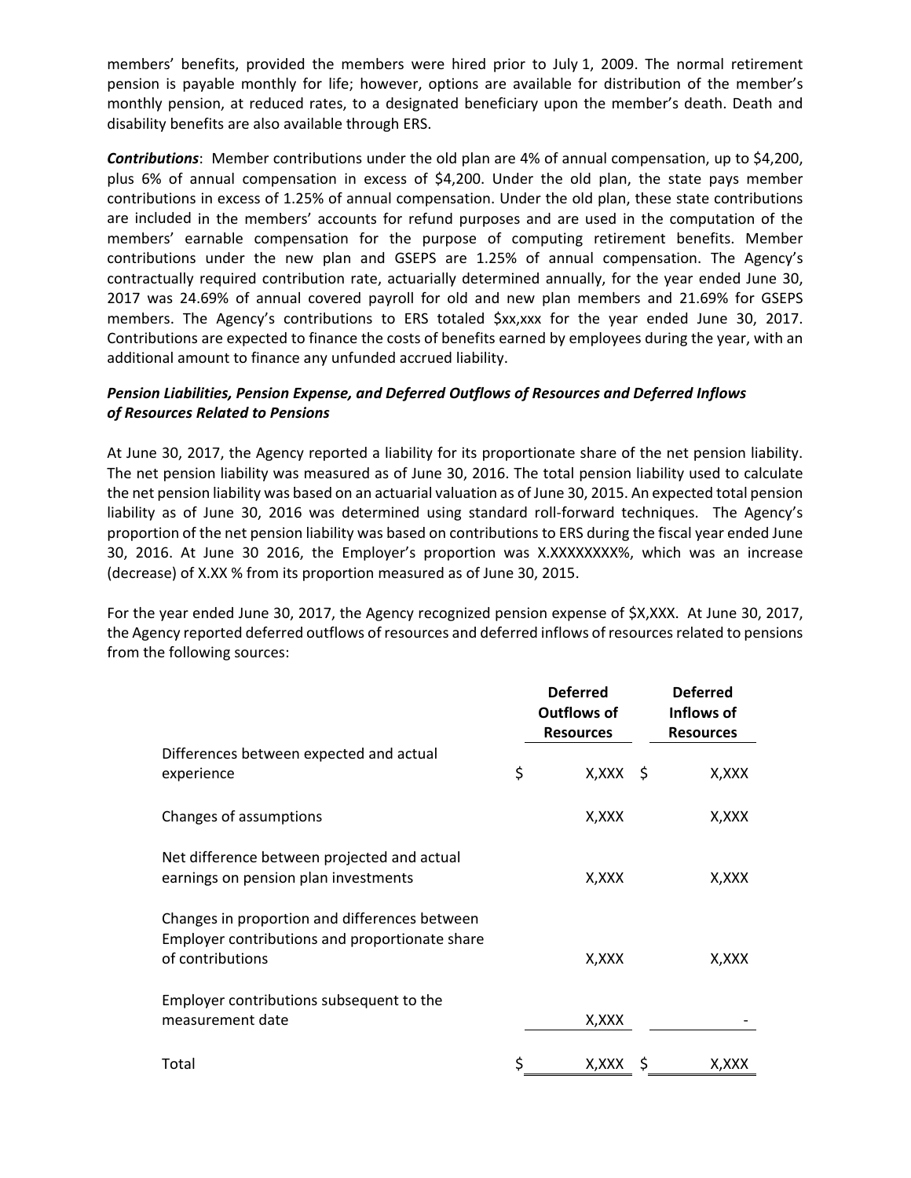members' benefits, provided the members were hired prior to July 1, 2009. The normal retirement pension is payable monthly for life; however, options are available for distribution of the member's monthly pension, at reduced rates, to a designated beneficiary upon the member's death. Death and disability benefits are also available through ERS.

***Contributions***: Member contributions under the old plan are 4% of annual compensation, up to $4,200, plus 6% of annual compensation in excess of $4,200. Under the old plan, the state pays member contributions in excess of 1.25% of annual compensation. Under the old plan, these state contributions are included in the members' accounts for refund purposes and are used in the computation of the members' earnable compensation for the purpose of computing retirement benefits. Member contributions under the new plan and GSEPS are 1.25% of annual compensation. The Agency's contractually required contribution rate, actuarially determined annually, for the year ended June 30, 2017 was 24.69% of annual covered payroll for old and new plan members and 21.69% for GSEPS members. The Agency's contributions to ERS totaled $xx,xxx for the year ended June 30, 2017. Contributions are expected to finance the costs of benefits earned by employees during the year, with an additional amount to finance any unfunded accrued liability.

***Pension Liabilities, Pension Expense, and Deferred Outflows of Resources and Deferred Inflows of Resources Related to Pensions***

At June 30, 2017, the Agency reported a liability for its proportionate share of the net pension liability. The net pension liability was measured as of June 30, 2016. The total pension liability used to calculate the net pension liability was based on an actuarial valuation as of June 30, 2015. An expected total pension liability as of June 30, 2016 was determined using standard roll-forward techniques. The Agency's proportion of the net pension liability was based on contributions to ERS during the fiscal year ended June 30, 2016. At June 30 2016, the Employer's proportion was X.XXXXXXXX%, which was an increase (decrease) of X.XX % from its proportion measured as of June 30, 2015.

For the year ended June 30, 2017, the Agency recognized pension expense of $X,XXX. At June 30, 2017, the Agency reported deferred outflows of resources and deferred inflows of resources related to pensions from the following sources:

| | Deferred Outflows of Resources | Deferred Inflows of Resources |
|---|---|---|
| Differences between expected and actual experience | $ X,XXX | $ X,XXX |
| Changes of assumptions | X,XXX | X,XXX |
| Net difference between projected and actual earnings on pension plan investments | X,XXX | X,XXX |
| Changes in proportion and differences between Employer contributions and proportionate share of contributions | X,XXX | X,XXX |
| Employer contributions subsequent to the measurement date | X,XXX | - |
| Total | $ X,XXX | $ X,XXX |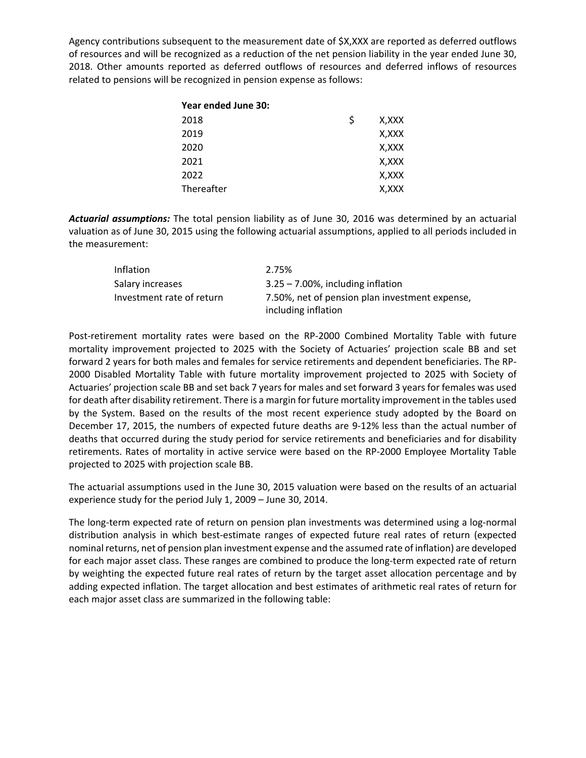Agency contributions subsequent to the measurement date of $X,XXX are reported as deferred outflows of resources and will be recognized as a reduction of the net pension liability in the year ended June 30, 2018. Other amounts reported as deferred outflows of resources and deferred inflows of resources related to pensions will be recognized in pension expense as follows:

| **Year ended June 30:** | | |
|---|---|---|
| 2018 | $ | X,XXX |
| 2019 | | X,XXX |
| 2020 | | X,XXX |
| 2021 | | X,XXX |
| 2022 | | X,XXX |
| Thereafter | | X,XXX |

***Actuarial assumptions:*** The total pension liability as of June 30, 2016 was determined by an actuarial valuation as of June 30, 2015 using the following actuarial assumptions, applied to all periods included in the measurement:

| | |
|---|---|
| Inflation | 2.75% |
| Salary increases | 3.25 – 7.00%, including inflation |
| Investment rate of return | 7.50%, net of pension plan investment expense, including inflation |

Post-retirement mortality rates were based on the RP-2000 Combined Mortality Table with future mortality improvement projected to 2025 with the Society of Actuaries' projection scale BB and set forward 2 years for both males and females for service retirements and dependent beneficiaries. The RP-2000 Disabled Mortality Table with future mortality improvement projected to 2025 with Society of Actuaries' projection scale BB and set back 7 years for males and set forward 3 years for females was used for death after disability retirement. There is a margin for future mortality improvement in the tables used by the System. Based on the results of the most recent experience study adopted by the Board on December 17, 2015, the numbers of expected future deaths are 9-12% less than the actual number of deaths that occurred during the study period for service retirements and beneficiaries and for disability retirements. Rates of mortality in active service were based on the RP-2000 Employee Mortality Table projected to 2025 with projection scale BB.

The actuarial assumptions used in the June 30, 2015 valuation were based on the results of an actuarial experience study for the period July 1, 2009 – June 30, 2014.

The long-term expected rate of return on pension plan investments was determined using a log-normal distribution analysis in which best-estimate ranges of expected future real rates of return (expected nominal returns, net of pension plan investment expense and the assumed rate of inflation) are developed for each major asset class. These ranges are combined to produce the long-term expected rate of return by weighting the expected future real rates of return by the target asset allocation percentage and by adding expected inflation. The target allocation and best estimates of arithmetic real rates of return for each major asset class are summarized in the following table: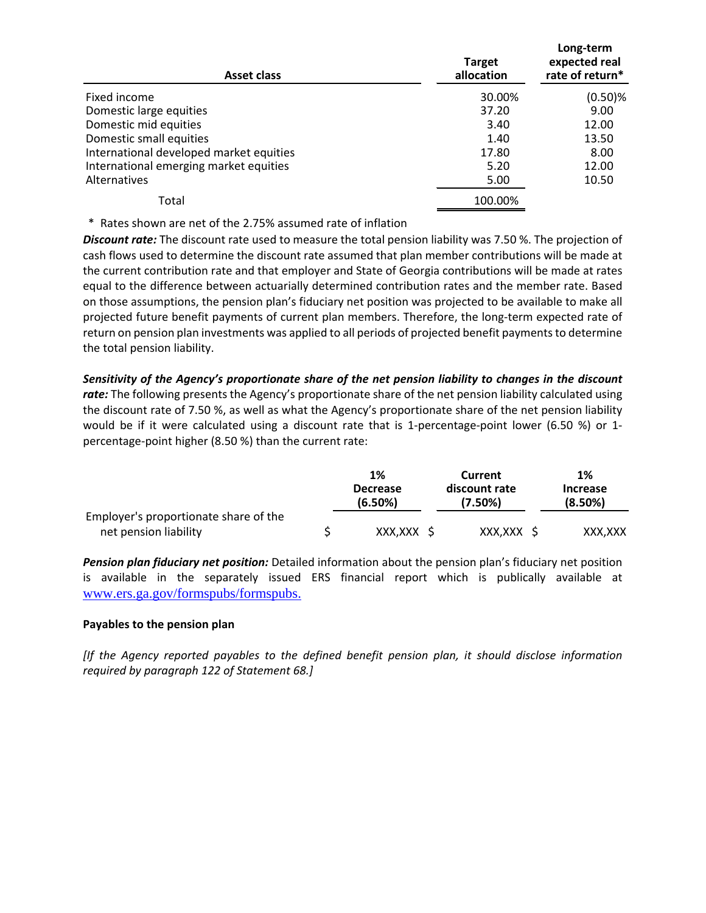| Asset class | Target allocation | Long-term expected real rate of return* |
|---|---|---|
| Fixed income | 30.00% | (0.50)% |
| Domestic large equities | 37.20 | 9.00 |
| Domestic mid equities | 3.40 | 12.00 |
| Domestic small equities | 1.40 | 13.50 |
| International developed market equities | 17.80 | 8.00 |
| International emerging market equities | 5.20 | 12.00 |
| Alternatives | 5.00 | 10.50 |
| Total | 100.00% | |

\* Rates shown are net of the 2.75% assumed rate of inflation

***Discount rate:*** The discount rate used to measure the total pension liability was 7.50 %. The projection of cash flows used to determine the discount rate assumed that plan member contributions will be made at the current contribution rate and that employer and State of Georgia contributions will be made at rates equal to the difference between actuarially determined contribution rates and the member rate. Based on those assumptions, the pension plan's fiduciary net position was projected to be available to make all projected future benefit payments of current plan members. Therefore, the long-term expected rate of return on pension plan investments was applied to all periods of projected benefit payments to determine the total pension liability.

***Sensitivity of the Agency's proportionate share of the net pension liability to changes in the discount rate:*** The following presents the Agency's proportionate share of the net pension liability calculated using the discount rate of 7.50 %, as well as what the Agency's proportionate share of the net pension liability would be if it were calculated using a discount rate that is 1-percentage-point lower (6.50 %) or 1-percentage-point higher (8.50 %) than the current rate:

| | 1% Decrease (6.50%) | Current discount rate (7.50%) | 1% Increase (8.50%) |
|---|---|---|---|
| Employer's proportionate share of the net pension liability | $ XXX,XXX | $ XXX,XXX | $ XXX,XXX |

***Pension plan fiduciary net position:*** Detailed information about the pension plan's fiduciary net position is available in the separately issued ERS financial report which is publically available at www.ers.ga.gov/formspubs/formspubs.

**Payables to the pension plan**

*[If the Agency reported payables to the defined benefit pension plan, it should disclose information required by paragraph 122 of Statement 68.]*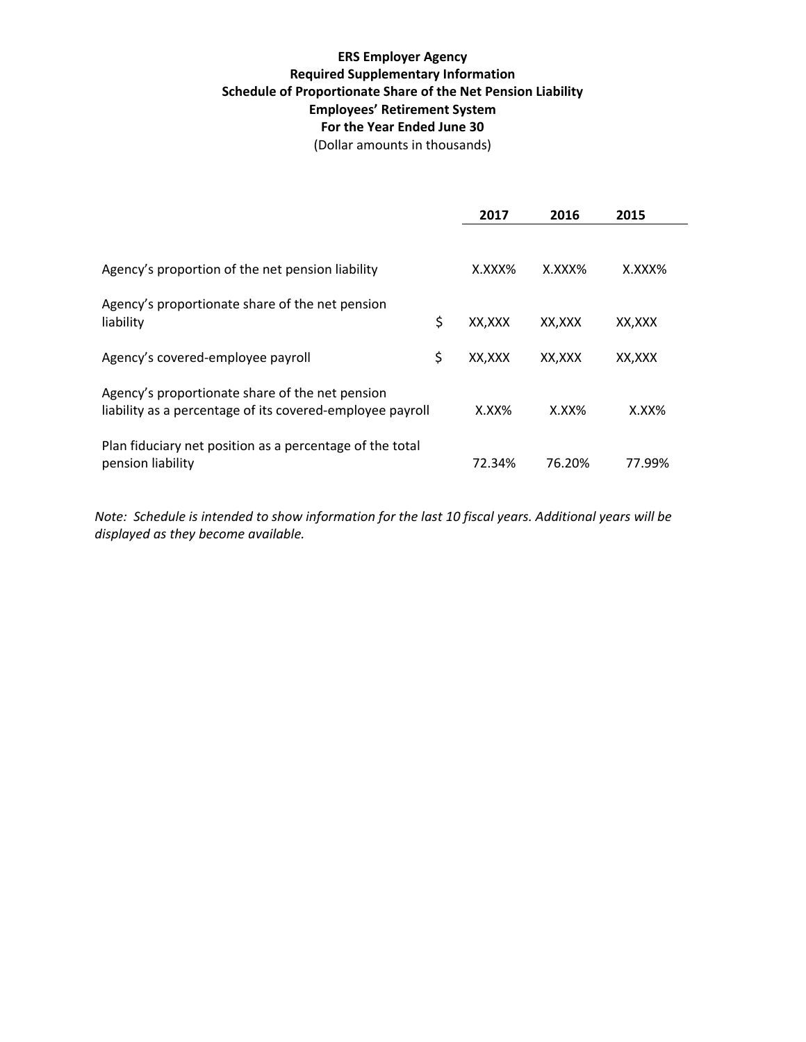**ERS Employer Agency**
**Required Supplementary Information**
**Schedule of Proportionate Share of the Net Pension Liability**
**Employees' Retirement System**
**For the Year Ended June 30**
(Dollar amounts in thousands)

| | | 2017 | 2016 | 2015 |
|---|---|---|---|---|
| Agency's proportion of the net pension liability | | X.XXX% | X.XXX% | X.XXX% |
| Agency's proportionate share of the net pension liability | $ | XX,XXX | XX,XXX | XX,XXX |
| Agency's covered-employee payroll | $ | XX,XXX | XX,XXX | XX,XXX |
| Agency's proportionate share of the net pension liability as a percentage of its covered-employee payroll | | X.XX% | X.XX% | X.XX% |
| Plan fiduciary net position as a percentage of the total pension liability | | 72.34% | 76.20% | 77.99% |

*Note: Schedule is intended to show information for the last 10 fiscal years. Additional years will be displayed as they become available.*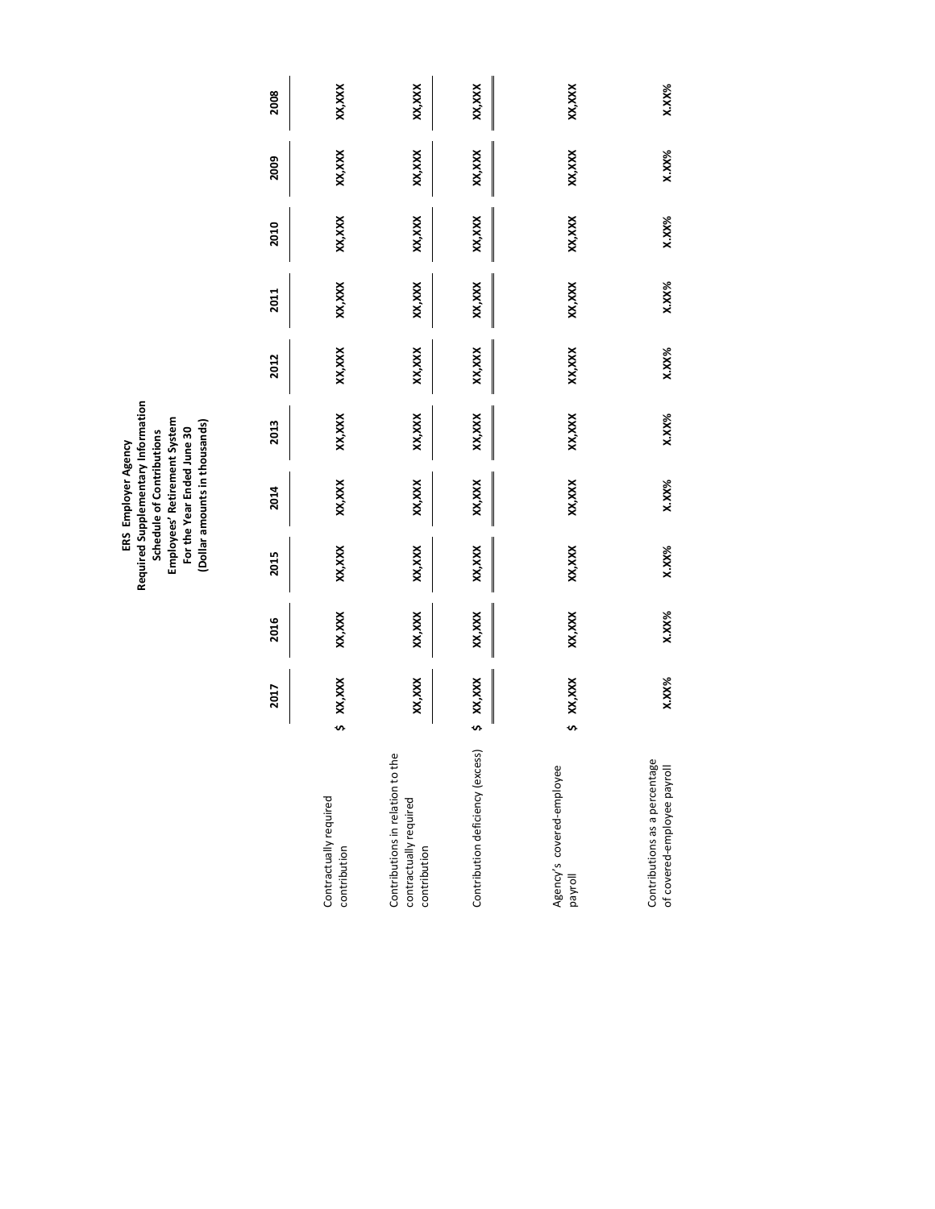**ERS Employer Agency**
**Required Supplementary Information**
**Schedule of Contributions**
**Employees' Retirement System**
**For the Year Ended June 30**
**(Dollar amounts in thousands)**

| | 2017 | 2016 | 2015 | 2014 | 2013 | 2012 | 2011 | 2010 | 2009 | 2008 |
|---|---|---|---|---|---|---|---|---|---|---|
| Contractually required contribution | $ XX,XXX | XX,XXX | XX,XXX | XX,XXX | XX,XXX | XX,XXX | XX,XXX | XX,XXX | XX,XXX | XX,XXX |
| Contributions in relation to the contractually required contribution | XX,XXX | XX,XXX | XX,XXX | XX,XXX | XX,XXX | XX,XXX | XX,XXX | XX,XXX | XX,XXX | XX,XXX |
| Contribution deficiency (excess) | $ XX,XXX | XX,XXX | XX,XXX | XX,XXX | XX,XXX | XX,XXX | XX,XXX | XX,XXX | XX,XXX | XX,XXX |
| Agency's covered-employee payroll | $ XX,XXX | XX,XXX | XX,XXX | XX,XXX | XX,XXX | XX,XXX | XX,XXX | XX,XXX | XX,XXX | XX,XXX |
| Contributions as a percentage of covered-employee payroll | X.XX% | X.XX% | X.XX% | X.XX% | X.XX% | X.XX% | X.XX% | X.XX% | X.XX% | X.XX% |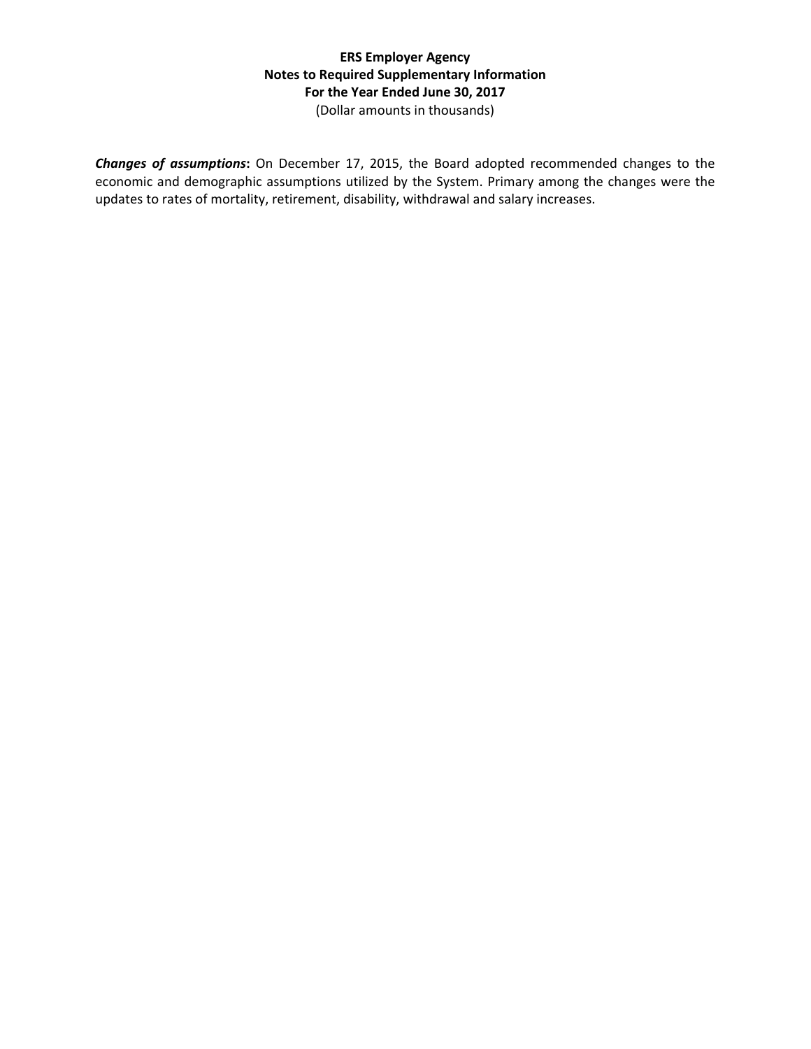**ERS Employer Agency**
**Notes to Required Supplementary Information**
**For the Year Ended June 30, 2017**
(Dollar amounts in thousands)

***Changes of assumptions*:** On December 17, 2015, the Board adopted recommended changes to the economic and demographic assumptions utilized by the System. Primary among the changes were the updates to rates of mortality, retirement, disability, withdrawal and salary increases.